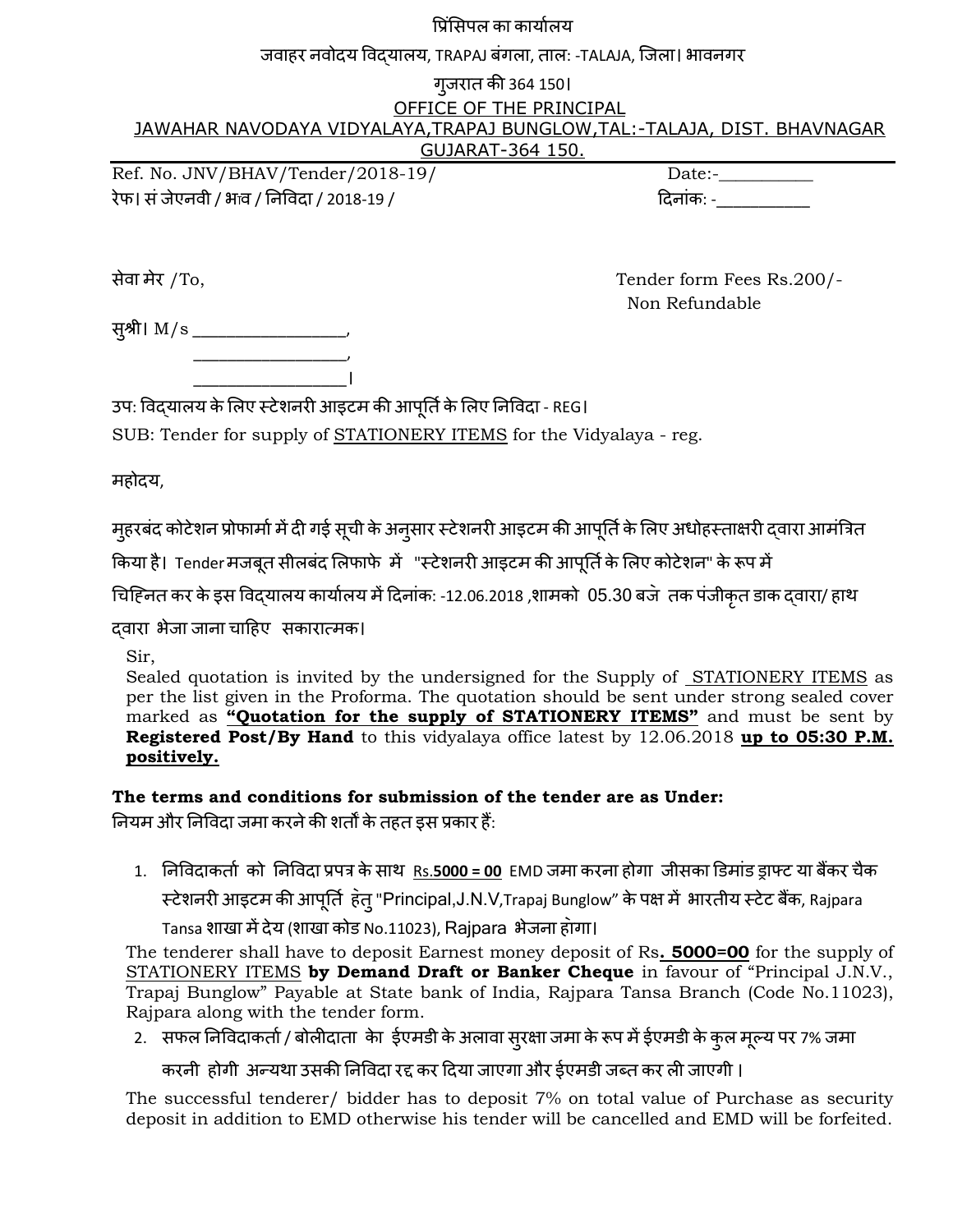प्रिंसिपल का कार्यालय

जवाहर नवोदय विद्यालय, TRAPAJ बंगला, ताल: -TALAJA, जिला। भावनगर

गुजरात की 364 150।

OFFICE OF THE PRINCIPAL

JAWAHAR NAVODAYA VIDYALAYA,TRAPAJ BUNGLOW,TAL:-TALAJA, DIST. BHAVNAGAR GUJARAT-364 150.

Ref. No. JNV/BHAV/Tender/2018-19/ Date:-__________

रेफ। सं जेएनवी / भाव / निविदा / 2018-19 / दिनांक: -__________

सेवा मेर /To,

Tender form Fees Rs.200/- Non Refundable

सुश्री। M/s ________________,

________________,

________________।

उप: विद्यालय के लिए स्टेशनरी आइटम की आपूर्ति के लिए निविदा - REG।

SUB: Tender for supply of STATIONERY ITEMS for the Vidyalaya - reg.

महोदय,

मुहरबंद कोटेशन प्रोफार्मा में दी गई सूची के अनुसार स्टेशनरी आइटम की आपूर्ति के लिए अधोहस्ताक्षरी द्वारा आमंत्रित किया है। Tender मजबूत सीलबंद लिफाफे में "स्टेशनरी आइटम की आपूर्ति के लिए कोटेशन" के रूप में चिह्नित कर के इस विद्यालय कार्यालय में दिनांक: -12.06.2018 ,शामको 05.30 बजे तक पंजीकृत डाक द्वारा/ हाथ द्वारा भेजा जाना चाहिए सकारात्मक।

Sir,

Sealed quotation is invited by the undersigned for the Supply of STATIONERY ITEMS as per the list given in the Proforma. The quotation should be sent under strong sealed cover marked as **"Quotation for the supply of STATIONERY ITEMS"** and must be sent by **Registered Post/By Hand** to this vidyalaya office latest by 12.06.2018 **up to 05:30 P.M. positively.**

**The terms and conditions for submission of the tender are as Under:**

नियम और निविदा जमा करने की शर्तों के तहत इस प्रकार हैं:

1. निविदाकर्ता को निविदा प्रपत्र के साथ Rs.**5000 = 00** EMD जमा करना होगा जीसका डिमांड ड्राफ्ट या बैंकर चैक स्टेशनरी आइटम की आपूर्ति हेतु "Principal,J.N.V,Trapaj Bunglow" के पक्ष में भारतीय स्टेट बैंक, Rajpara Tansa शाखा में देय (शाखा कोड No.11023), Rajpara भेजना होगा।

   The tenderer shall have to deposit Earnest money deposit of Rs**. 5000=00** for the supply of STATIONERY ITEMS **by Demand Draft or Banker Cheque** in favour of "Principal J.N.V., Trapaj Bunglow" Payable at State bank of India, Rajpara Tansa Branch (Code No.11023), Rajpara along with the tender form.

2. सफल निविदाकर्ता / बोलीदाता के ईएमडी के अलावा सुरक्षा जमा के रूप में ईएमडी के कुल मूल्य पर 7% जमा करनी होगी अन्यथा उसकी निविदा रद्द कर दिया जाएगा और ईएमडी जब्त कर ली जाएगी।

   The successful tenderer/ bidder has to deposit 7% on total value of Purchase as security deposit in addition to EMD otherwise his tender will be cancelled and EMD will be forfeited.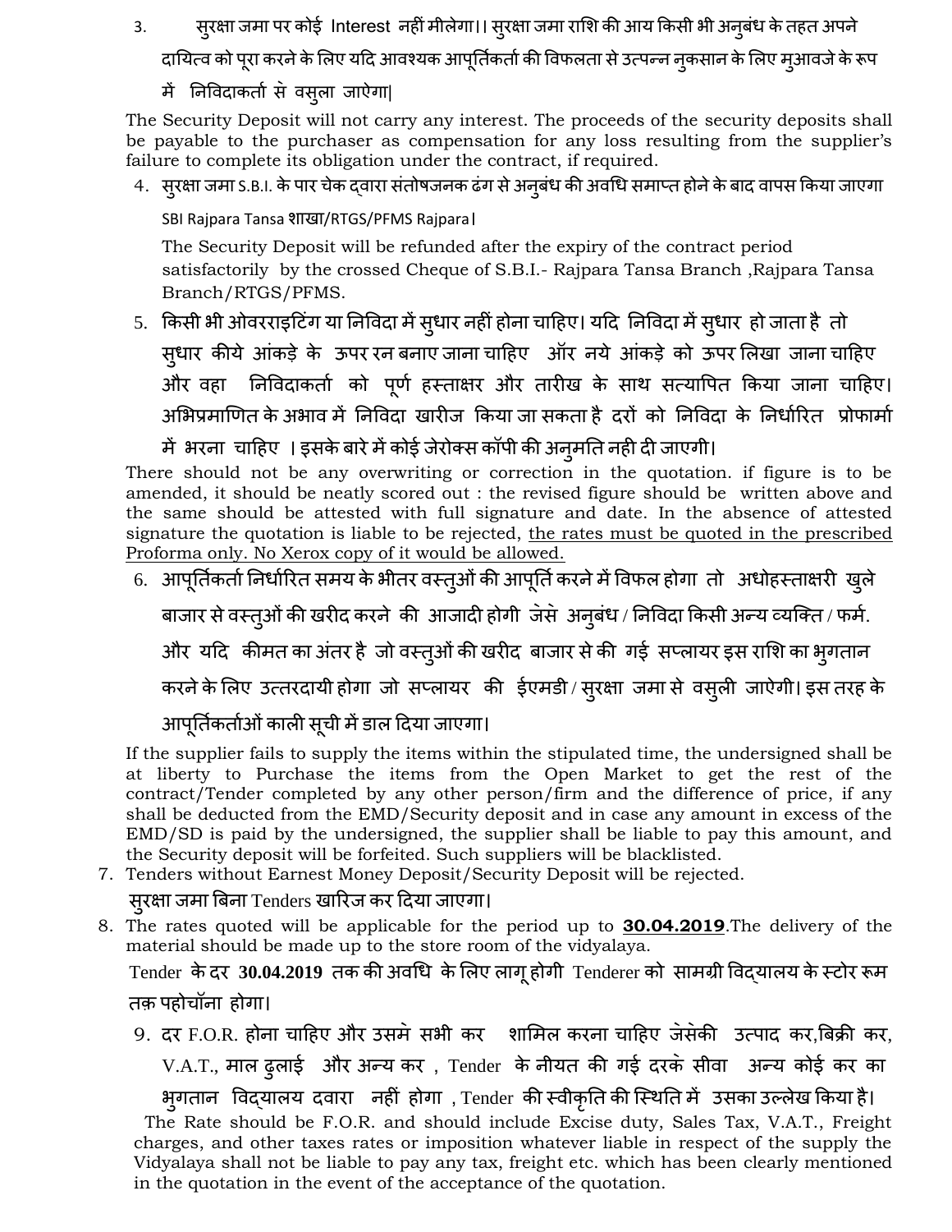3. सुरक्षा जमा पर कोई Interest नहीं मीलेगा।। सुरक्षा जमा राशि की आय किसी भी अनुबंध के तहत अपने दायित्व को पूरा करने के लिए यदि आवश्यक आपूर्तिकर्ता की विफलता से उत्पन्न नुकसान के लिए मुआवजे के रूप में निविदाकर्ता से वसुला जाऐगा|

The Security Deposit will not carry any interest. The proceeds of the security deposits shall be payable to the purchaser as compensation for any loss resulting from the supplier's failure to complete its obligation under the contract, if required.

4. सुरक्षा जमा S.B.I. के पार चेक द्वारा संतोषजनक ढंग से अनुबंध की अवधि समाप्त होने के बाद वापस किया जाएगा SBI Rajpara Tansa शाखा/RTGS/PFMS Rajpara।

The Security Deposit will be refunded after the expiry of the contract period satisfactorily by the crossed Cheque of S.B.I.- Rajpara Tansa Branch ,Rajpara Tansa Branch/RTGS/PFMS.

5. किसी भी ओवरराइटिंग या निविदा में सुधार नहीं होना चाहिए। यदि निविदा में सुधार हो जाता है तो सुधार कीये आंकड़े के ऊपर रन बनाए जाना चाहिए ऑर नये आंकड़े को ऊपर लिखा जाना चाहिए और वहा निविदाकर्ता को पूर्ण हस्ताक्षर और तारीख के साथ सत्यापित किया जाना चाहिए। अभिप्रमाणित के अभाव में निविदा खारीज किया जा सकता है दरों को निविदा के निर्धारित प्रोफार्मा में भरना चाहिए । इसके बारे में कोई जेरोक्स कॉपी की अनुमति नही दी जाएगी।

There should not be any overwriting or correction in the quotation. if figure is to be amended, it should be neatly scored out : the revised figure should be written above and the same should be attested with full signature and date. In the absence of attested signature the quotation is liable to be rejected, <u>the rates must be quoted in the prescribed Proforma only. No Xerox copy of it would be allowed.</u>

6. आपूर्तिकर्ता निर्धारित समय के भीतर वस्तुओं की आपूर्ति करने में विफल होगा तो अधोहस्ताक्षरी खुले बाजार से वस्तुओं की खरीद करने की आजादी होगी जेसे अनुबंध / निविदा किसी अन्य व्यक्ति / फर्म. और यदि कीमत का अंतर है जो वस्तुओं की खरीद बाजार से की गई सप्लायर इस राशि का भुगतान करने के लिए उत्तरदायी होगा जो सप्लायर की ईएमडी / सुरक्षा जमा से वसुली जाऐगी। इस तरह के आपूर्तिकर्ताओं काली सूची में डाल दिया जाएगा।

If the supplier fails to supply the items within the stipulated time, the undersigned shall be at liberty to Purchase the items from the Open Market to get the rest of the contract/Tender completed by any other person/firm and the difference of price, if any shall be deducted from the EMD/Security deposit and in case any amount in excess of the EMD/SD is paid by the undersigned, the supplier shall be liable to pay this amount, and the Security deposit will be forfeited. Such suppliers will be blacklisted.

7. Tenders without Earnest Money Deposit/Security Deposit will be rejected.
सुरक्षा जमा बिना Tenders खारिज कर दिया जाएगा।

8. The rates quoted will be applicable for the period up to **<u>30.04.2019</u>**.The delivery of the material should be made up to the store room of the vidyalaya.
Tender के दर **30.04.2019** तक की अवधि के लिए लागू होगी Tenderer को सामग्री विद्यालय के स्टोर रूम तक़ पहोचॉना होगा।

9. दर F.O.R. होना चाहिए और उसमे सभी कर शामिल करना चाहिए जेसेकी उत्पाद कर,बिक्री कर, V.A.T., माल ढुलाई और अन्य कर , Tender के नीयत की गई दरके सीवा अन्य कोई कर का भुगतान विद्यालय दवारा नहीं होगा , Tender की स्वीकृति की स्थिति में उसका उल्लेख किया है।

The Rate should be F.O.R. and should include Excise duty, Sales Tax, V.A.T., Freight charges, and other taxes rates or imposition whatever liable in respect of the supply the Vidyalaya shall not be liable to pay any tax, freight etc. which has been clearly mentioned in the quotation in the event of the acceptance of the quotation.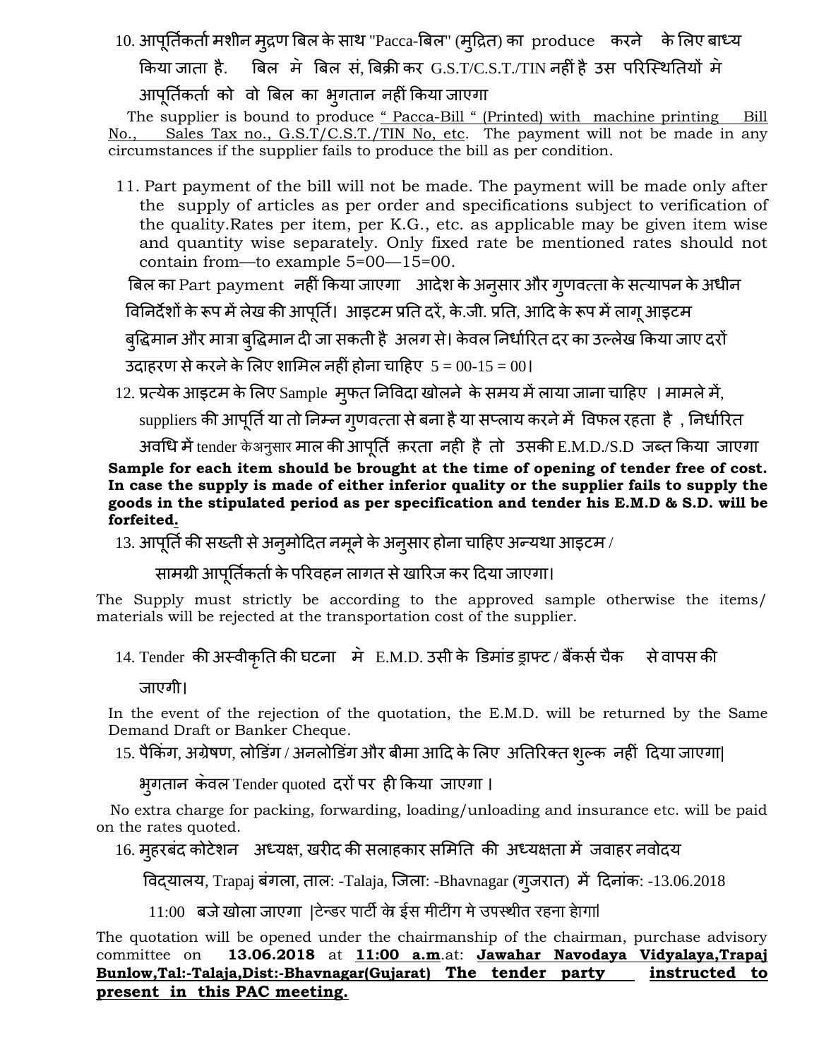10. आपूर्तिकर्ता मशीन मुद्रण बिल के साथ "Pacca-बिल" (मुद्रित) का produce करने के लिए बाध्य किया जाता है. बिल मे बिल सं, बिक्री कर G.S.T/C.S.T./TIN नहीं है उस परिस्थितियों मे आपूर्तिकर्ता को वो बिल का भुगतान नहीं किया जाएगा

The supplier is bound to produce " Pacca-Bill " (Printed) with machine printing Bill No., Sales Tax no., G.S.T/C.S.T./TIN No, etc. The payment will not be made in any circumstances if the supplier fails to produce the bill as per condition.

11. Part payment of the bill will not be made. The payment will be made only after the supply of articles as per order and specifications subject to verification of the quality.Rates per item, per K.G., etc. as applicable may be given item wise and quantity wise separately. Only fixed rate be mentioned rates should not contain from—to example 5=00—15=00.

बिल का Part payment नहीं किया जाएगा आदेश के अनुसार और गुणवत्ता के सत्यापन के अधीन विनिर्देशों के रूप में लेख की आपूर्ति। आइटम प्रति दरें, के.जी. प्रति, आदि के रूप में लागू आइटम बुद्धिमान और मात्रा बुद्धिमान दी जा सकती है अलग से। केवल निर्धारित दर का उल्लेख किया जाए दरों उदाहरण से करने के लिए शामिल नहीं होना चाहिए 5 = 00-15 = 00।

12. प्रत्येक आइटम के लिए Sample मुफत निविदा खोलने के समय में लाया जाना चाहिए । मामले में, suppliers की आपूर्ति या तो निम्न गुणवत्ता से बना है या सप्लाय करने में विफल रहता है , निर्धारित अवधि में tender केअनुसार माल की आपूर्ति क़रता नही है तो उसकी E.M.D./S.D जब्त किया जाएगा

**Sample for each item should be brought at the time of opening of tender free of cost. In case the supply is made of either inferior quality or the supplier fails to supply the goods in the stipulated period as per specification and tender his E.M.D & S.D. will be forfeited.**

13. आपूर्ति की सख्ती से अनुमोदित नमूने के अनुसार होना चाहिए अन्यथा आइटम / सामग्री आपूर्तिकर्ता के परिवहन लागत से खारिज कर दिया जाएगा।

The Supply must strictly be according to the approved sample otherwise the items/ materials will be rejected at the transportation cost of the supplier.

14. Tender की अस्वीकृति की घटना मे E.M.D. उसी के डिमांड ड्राफ्ट / बैंकर्स चैक से वापस की जाएगी।

In the event of the rejection of the quotation, the E.M.D. will be returned by the Same Demand Draft or Banker Cheque.

15. पैकिंग, अग्रेषण, लोडिंग / अनलोडिंग और बीमा आदि के लिए अतिरिक्त शुल्क नहीं दिया जाएगा| भुगतान केवल Tender quoted दरों पर ही किया जाएगा ।

No extra charge for packing, forwarding, loading/unloading and insurance etc. will be paid on the rates quoted.

16. मुहरबंद कोटेशन अध्यक्ष, खरीद की सलाहकार समिति की अध्यक्षता में जवाहर नवोदय विद्यालय, Trapaj बंगला, ताल: -Talaja, जिला: -Bhavnagar (गुजरात) में दिनांक: -13.06.2018 11:00 बजे खोला जाएगा |टेन्डर पार्टी को ईस मीटींग मे उपस्थीत रहना होगा|

The quotation will be opened under the chairmanship of the chairman, purchase advisory committee on **13.06.2018** at **11:00 a.m**.at: **Jawahar Navodaya Vidyalaya,Trapaj Bunlow,Tal:-Talaja,Dist:-Bhavnagar(Gujarat) The tender party instructed to present in this PAC meeting.**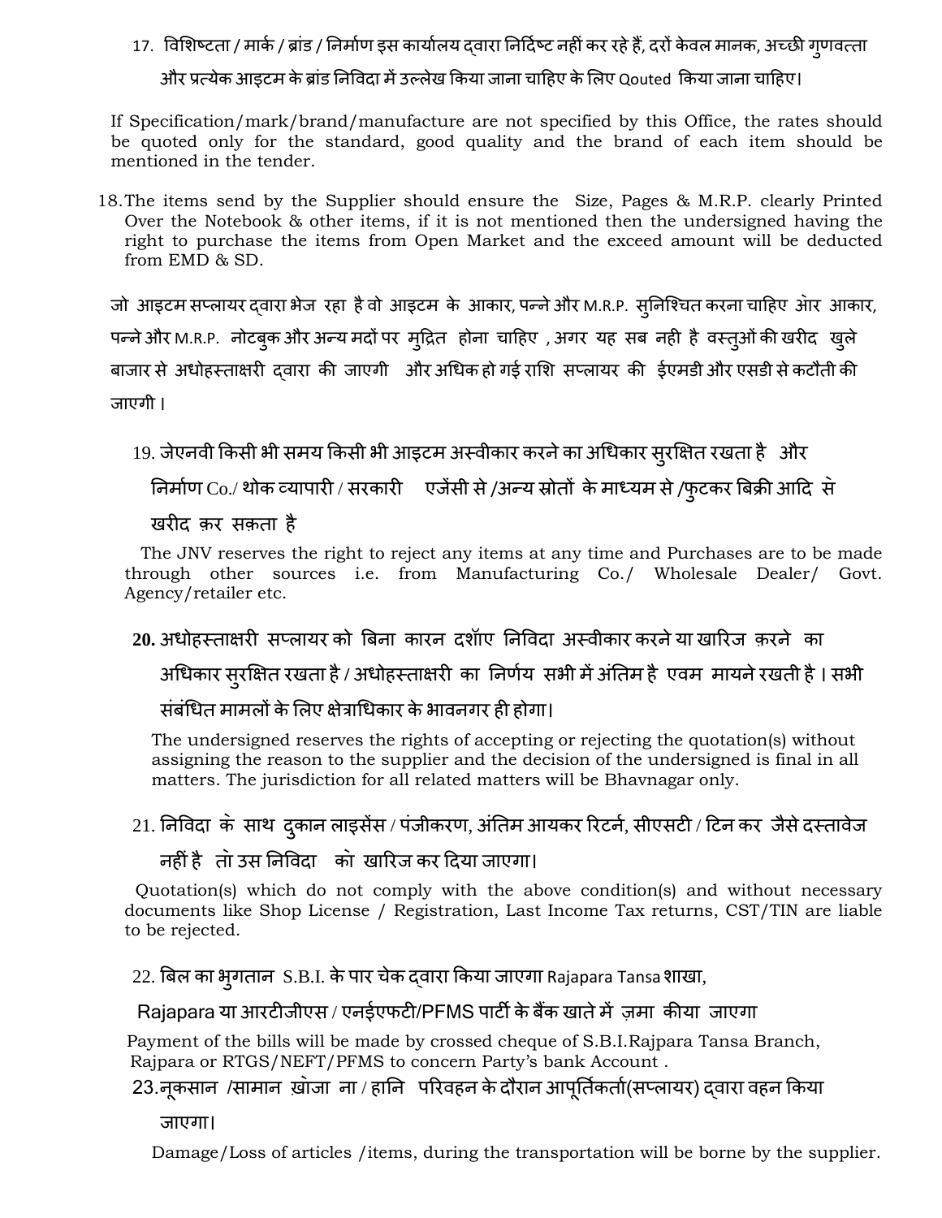17. विशिष्टता / मार्क / ब्रांड / निर्माण इस कार्यालय द्वारा निर्दिष्ट नहीं कर रहे हैं, दरों केवल मानक, अच्छी गुणवत्ता और प्रत्येक आइटम के ब्रांड निविदा में उल्लेख किया जाना चाहिए के लिए Qouted किया जाना चाहिए।

If Specification/mark/brand/manufacture are not specified by this Office, the rates should be quoted only for the standard, good quality and the brand of each item should be mentioned in the tender.

18. The items send by the Supplier should ensure the Size, Pages & M.R.P. clearly Printed Over the Notebook & other items, if it is not mentioned then the undersigned having the right to purchase the items from Open Market and the exceed amount will be deducted from EMD & SD.

जो आइटम सप्लायर द्वारा भेज रहा है वो आइटम के आकार, पन्ने और M.R.P. सुनिश्चित करना चाहिए ओर आकार, पन्ने और M.R.P. नोटबुक और अन्य मदों पर मुद्रित होना चाहिए , अगर यह सब नही है वस्तुओं की खरीद खुले बाजार से अधोहस्ताक्षरी द्वारा की जाएगी और अधिक हो गई राशि सप्लायर की ईएमडी और एसडी से कटौती की जाएगी।

19. जेएनवी किसी भी समय किसी भी आइटम अस्वीकार करने का अधिकार सुरक्षित रखता है और निर्माण Co./ थोक व्यापारी / सरकारी एजेंसी से /अन्य स्रोतों के माध्यम से /फुटकर बिक्री आदि से खरीद क़र सक़ता है

The JNV reserves the right to reject any items at any time and Purchases are to be made through other sources i.e. from Manufacturing Co./ Wholesale Dealer/ Govt. Agency/retailer etc.

**20.** अधोहस्ताक्षरी सप्लायर को बिना कारन दशॉए निविदा अस्वीकार करने या खारिज क़रने का अधिकार सुरक्षित रखता है / अधोहस्ताक्षरी का निर्णय सभी में अंतिम है एवम मायने रखती है। सभी संबंधित मामलों के लिए क्षेत्राधिकार के भावनगर ही होगा।

The undersigned reserves the rights of accepting or rejecting the quotation(s) without assigning the reason to the supplier and the decision of the undersigned is final in all matters. The jurisdiction for all related matters will be Bhavnagar only.

21. निविदा के साथ दुकान लाइसेंस / पंजीकरण, अंतिम आयकर रिटर्न, सीएसटी / टिन कर जैसे दस्तावेज नहीं है तो उस निविदा को खारिज कर दिया जाएगा।

Quotation(s) which do not comply with the above condition(s) and without necessary documents like Shop License / Registration, Last Income Tax returns, CST/TIN are liable to be rejected.

22. बिल का भुगतान S.B.I. के पार चेक द्वारा किया जाएगा Rajapara Tansa शाखा, Rajapara या आरटीजीएस / एनईएफटी/PFMS पार्टी के बैंक खाते में ज़मा कीया जाएगा

Payment of the bills will be made by crossed cheque of S.B.I.Rajpara Tansa Branch, Rajpara or RTGS/NEFT/PFMS to concern Party's bank Account .

23. नूकसान /सामान ख़ोजा ना / हानि परिवहन के दौरान आपूर्तिकर्ता(सप्लायर) द्वारा वहन किया जाएगा।

Damage/Loss of articles /items, during the transportation will be borne by the supplier.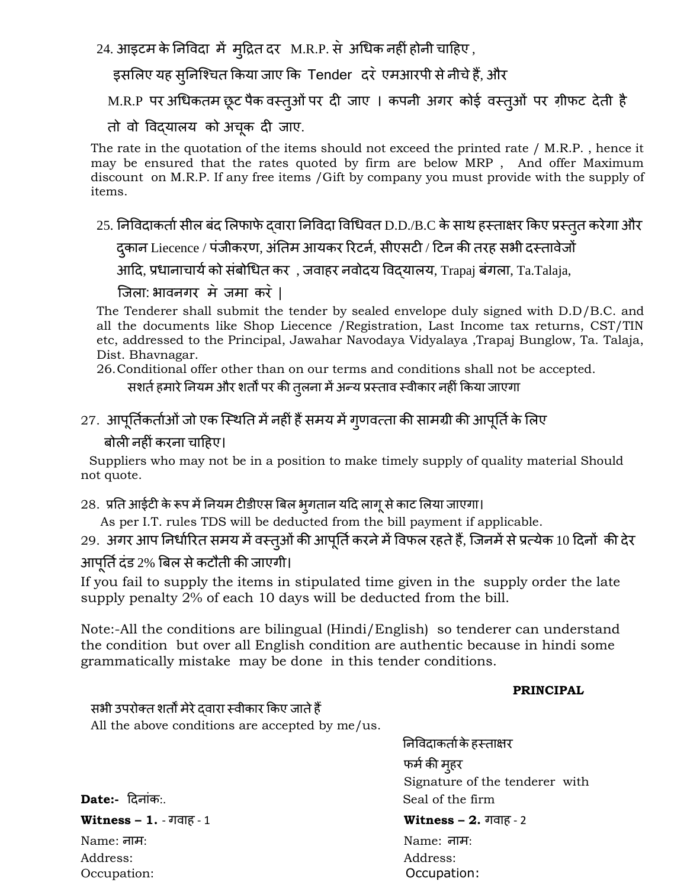24. आइटम के निविदा में मुद्रित दर M.R.P. से अधिक नहीं होनी चाहिए ,

इसलिए यह सुनिश्चित किया जाए कि Tender दरे एमआरपी से नीचे हैं, और

M.R.P पर अधिकतम छूट पैक वस्तुओं पर दी जाए । कपनी अगर कोई वस्तुओं पर ग़ीफट देती है

तो वो विद्यालय को अचूक दी जाए.

The rate in the quotation of the items should not exceed the printed rate / M.R.P. , hence it may be ensured that the rates quoted by firm are below MRP , And offer Maximum discount on M.R.P. If any free items /Gift by company you must provide with the supply of items.

25. निविदाकर्ता सील बंद लिफाफे द्वारा निविदा विधिवत D.D./B.C के साथ हस्ताक्षर किए प्रस्तुत करेगा और दुकान Liecence / पंजीकरण, अंतिम आयकर रिटर्न, सीएसटी / टिन की तरह सभी दस्तावेजों आदि, प्रधानाचार्य को संबोधित कर , जवाहर नवोदय विद्यालय, Trapaj बंगला, Ta.Talaja, जिला: भावनगर मे जमा करे |

The Tenderer shall submit the tender by sealed envelope duly signed with D.D/B.C. and all the documents like Shop Liecence /Registration, Last Income tax returns, CST/TIN etc, addressed to the Principal, Jawahar Navodaya Vidyalaya ,Trapaj Bunglow, Ta. Talaja, Dist. Bhavnagar.

26. Conditional offer other than on our terms and conditions shall not be accepted.

सशर्त हमारे नियम और शर्तों पर की तुलना में अन्य प्रस्ताव स्वीकार नहीं किया जाएगा

27. आपूर्तिकर्ताओं जो एक स्थिति में नहीं हैं समय में गुणवत्ता की सामग्री की आपूर्ति के लिए बोली नहीं करना चाहिए।

Suppliers who may not be in a position to make timely supply of quality material Should not quote.

28. प्रति आईटी के रूप में नियम टीडीएस बिल भुगतान यदि लागू से काट लिया जाएगा।

As per I.T. rules TDS will be deducted from the bill payment if applicable.

29. अगर आप निर्धारित समय में वस्तुओं की आपूर्ति करने में विफल रहते हैं, जिनमें से प्रत्येक 10 दिनों की देर आपूर्ति दंड 2% बिल से कटौती की जाएगी।

If you fail to supply the items in stipulated time given in the supply order the late supply penalty 2% of each 10 days will be deducted from the bill.

Note:-All the conditions are bilingual (Hindi/English) so tenderer can understand the condition but over all English condition are authentic because in hindi some grammatically mistake may be done in this tender conditions.

**PRINCIPAL**

सभी उपरोक्त शर्तों मेरे द्वारा स्वीकार किए जाते हैं

All the above conditions are accepted by me/us.

निविदाकर्ता के हस्ताक्षर

फर्म की मुहर

Signature of the tenderer with Seal of the firm

**Date:-** दिनांक:.

**Witness – 1.** - गवाह - 1

Name: नाम:

Address:

Occupation:

**Witness – 2.** गवाह - 2

Name: नाम:

Address:

Occupation: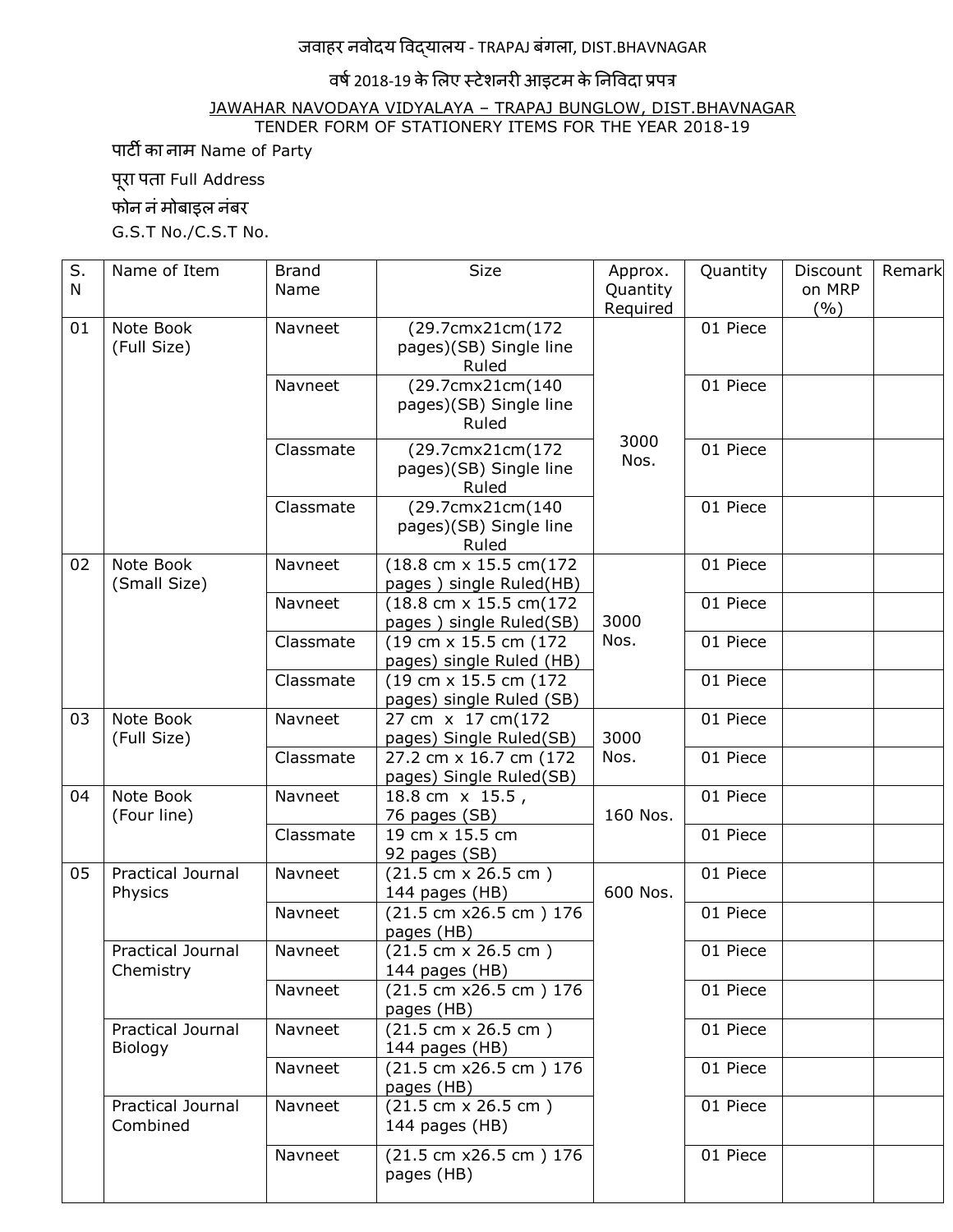जवाहर नवोदय विद्यालय - TRAPAJ बंगला, DIST.BHAVNAGAR

वर्ष 2018-19 के लिए स्टेशनरी आइटम के निविदा प्रपत्र

JAWAHAR NAVODAYA VIDYALAYA – TRAPAJ BUNGLOW, DIST.BHAVNAGAR

TENDER FORM OF STATIONERY ITEMS FOR THE YEAR 2018-19

पार्टी का नाम Name of Party

पूरा पता Full Address

फोन नं मोबाइल नंबर

G.S.T No./C.S.T No.

| S. N | Name of Item | Brand Name | Size | Approx. Quantity Required | Quantity | Discount on MRP (%) | Remark |
|---|---|---|---|---|---|---|---|
| 01 | Note Book (Full Size) | Navneet | (29.7cmx21cm(172 pages)(SB) Single line Ruled | 3000 Nos. | 01 Piece | | |
| | | Navneet | (29.7cmx21cm(140 pages)(SB) Single line Ruled | | 01 Piece | | |
| | | Classmate | (29.7cmx21cm(172 pages)(SB) Single line Ruled | | 01 Piece | | |
| | | Classmate | (29.7cmx21cm(140 pages)(SB) Single line Ruled | | 01 Piece | | |
| 02 | Note Book (Small Size) | Navneet | (18.8 cm x 15.5 cm(172 pages ) single Ruled(HB) | 3000 Nos. | 01 Piece | | |
| | | Navneet | (18.8 cm x 15.5 cm(172 pages ) single Ruled(SB) | | 01 Piece | | |
| | | Classmate | (19 cm x 15.5 cm (172 pages) single Ruled (HB) | | 01 Piece | | |
| | | Classmate | (19 cm x 15.5 cm (172 pages) single Ruled (SB) | | 01 Piece | | |
| 03 | Note Book (Full Size) | Navneet | 27 cm x 17 cm(172 pages) Single Ruled(SB) | 3000 Nos. | 01 Piece | | |
| | | Classmate | 27.2 cm x 16.7 cm (172 pages) Single Ruled(SB) | | 01 Piece | | |
| 04 | Note Book (Four line) | Navneet | 18.8 cm x 15.5 , 76 pages (SB) | 160 Nos. | 01 Piece | | |
| | | Classmate | 19 cm x 15.5 cm 92 pages (SB) | | 01 Piece | | |
| 05 | Practical Journal Physics | Navneet | (21.5 cm x 26.5 cm ) 144 pages (HB) | 600 Nos. | 01 Piece | | |
| | | Navneet | (21.5 cm x26.5 cm ) 176 pages (HB) | | 01 Piece | | |
| | Practical Journal Chemistry | Navneet | (21.5 cm x 26.5 cm ) 144 pages (HB) | | 01 Piece | | |
| | | Navneet | (21.5 cm x26.5 cm ) 176 pages (HB) | | 01 Piece | | |
| | Practical Journal Biology | Navneet | (21.5 cm x 26.5 cm ) 144 pages (HB) | | 01 Piece | | |
| | | Navneet | (21.5 cm x26.5 cm ) 176 pages (HB) | | 01 Piece | | |
| | Practical Journal Combined | Navneet | (21.5 cm x 26.5 cm ) 144 pages (HB) | | 01 Piece | | |
| | | Navneet | (21.5 cm x26.5 cm ) 176 pages (HB) | | 01 Piece | | |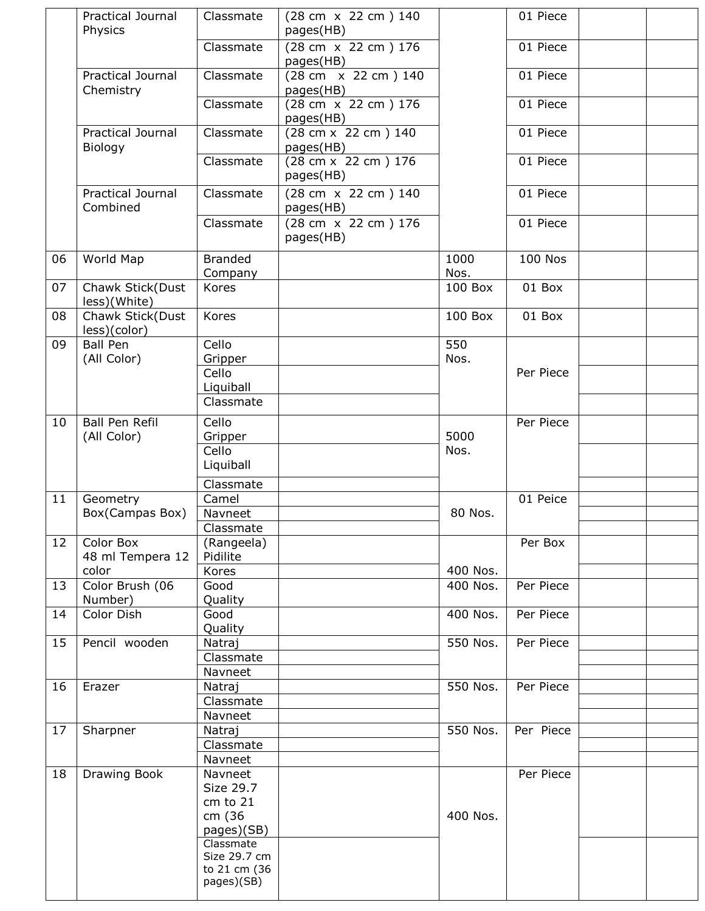| | | | | | | | |
|---|---|---|---|---|---|---|---|
| | Practical Journal Physics | Classmate | (28 cm x 22 cm ) 140 pages(HB) | | 01 Piece | | |
| | | Classmate | (28 cm x 22 cm ) 176 pages(HB) | | 01 Piece | | |
| | Practical Journal Chemistry | Classmate | (28 cm x 22 cm ) 140 pages(HB) | | 01 Piece | | |
| | | Classmate | (28 cm x 22 cm ) 176 pages(HB) | | 01 Piece | | |
| | Practical Journal Biology | Classmate | (28 cm x 22 cm ) 140 pages(HB) | | 01 Piece | | |
| | | Classmate | (28 cm x 22 cm ) 176 pages(HB) | | 01 Piece | | |
| | Practical Journal Combined | Classmate | (28 cm x 22 cm ) 140 pages(HB) | | 01 Piece | | |
| | | Classmate | (28 cm x 22 cm ) 176 pages(HB) | | 01 Piece | | |
| 06 | World Map | Branded Company | | 1000 Nos. | 100 Nos | | |
| 07 | Chawk Stick(Dust less)(White) | Kores | | 100 Box | 01 Box | | |
| 08 | Chawk Stick(Dust less)(color) | Kores | | 100 Box | 01 Box | | |
| 09 | Ball Pen (All Color) | Cello Gripper | | 550 Nos. | Per Piece | | |
| | | Cello Liquiball | | | | | |
| | | Classmate | | | | | |
| 10 | Ball Pen Refil (All Color) | Cello Gripper | | 5000 Nos. | Per Piece | | |
| | | Cello Liquiball | | | | | |
| | | Classmate | | | | | |
| 11 | Geometry Box(Campas Box) | Camel | | 80 Nos. | 01 Peice | | |
| | | Navneet | | | | | |
| | | Classmate | | | | | |
| 12 | Color Box 48 ml Tempera 12 color | (Rangeela) Pidilite | | 400 Nos. | Per Box | | |
| | | Kores | | | | | |
| 13 | Color Brush (06 Number) | Good Quality | | 400 Nos. | Per Piece | | |
| 14 | Color Dish | Good Quality | | 400 Nos. | Per Piece | | |
| 15 | Pencil wooden | Natraj | | 550 Nos. | Per Piece | | |
| | | Classmate | | | | | |
| | | Navneet | | | | | |
| 16 | Erazer | Natraj | | 550 Nos. | Per Piece | | |
| | | Classmate | | | | | |
| | | Navneet | | | | | |
| 17 | Sharpner | Natraj | | 550 Nos. | Per Piece | | |
| | | Classmate | | | | | |
| | | Navneet | | | | | |
| 18 | Drawing Book | Navneet Size 29.7 cm to 21 cm (36 pages)(SB) | | 400 Nos. | Per Piece | | |
| | | Classmate Size 29.7 cm to 21 cm (36 pages)(SB) | | | | | |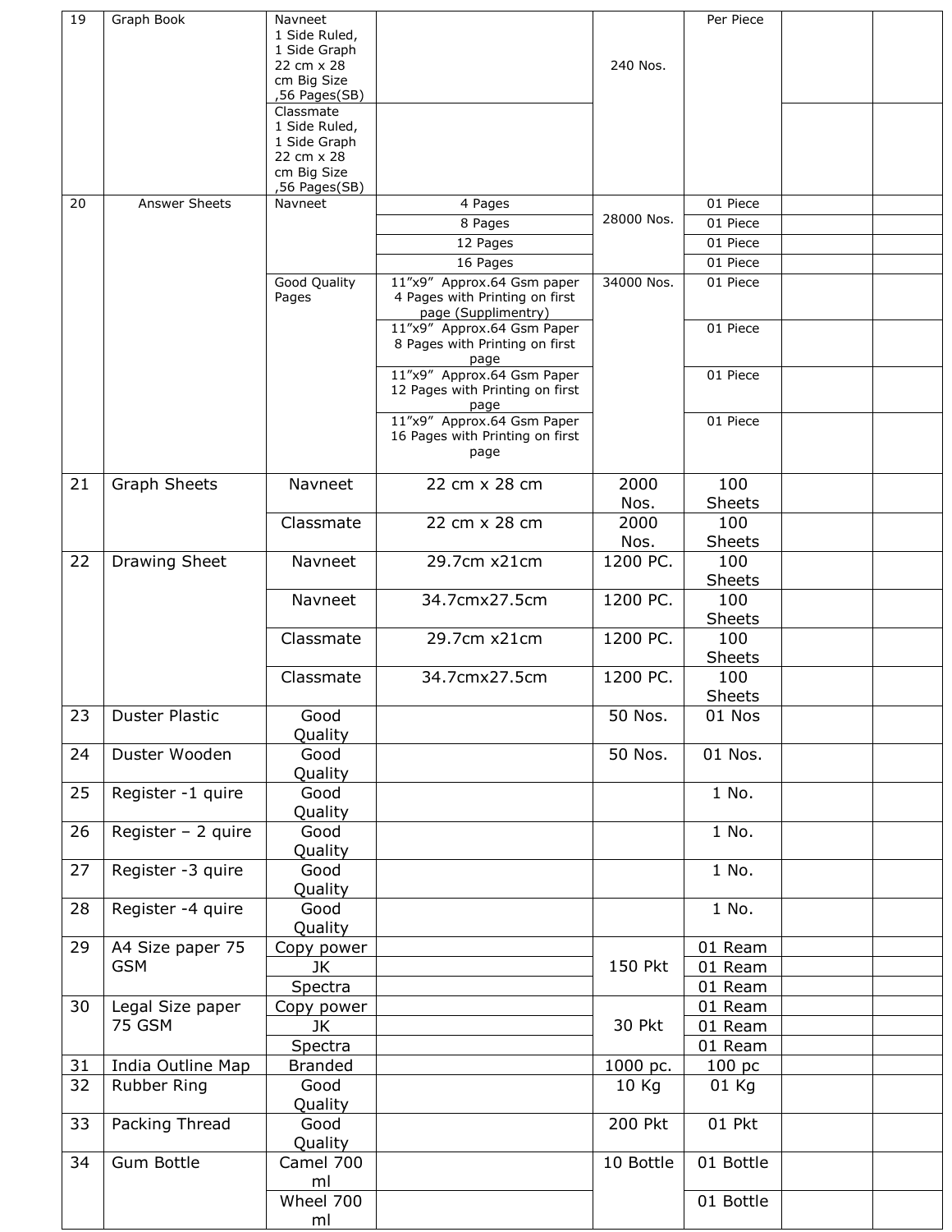| 19 | Graph Book | Navneet 1 Side Ruled, 1 Side Graph 22 cm x 28 cm Big Size ,56 Pages(SB) | | 240 Nos. | Per Piece | | |
|---|---|---|---|---|---|---|---|
| | | Classmate 1 Side Ruled, 1 Side Graph 22 cm x 28 cm Big Size ,56 Pages(SB) | | | | | |
| 20 | Answer Sheets | Navneet | 4 Pages | 28000 Nos. | 01 Piece | | |
| | | | 8 Pages | | 01 Piece | | |
| | | | 12 Pages | | 01 Piece | | |
| | | | 16 Pages | | 01 Piece | | |
| | | Good Quality Pages | 11"x9" Approx.64 Gsm paper 4 Pages with Printing on first page (Supplimentry) | 34000 Nos. | 01 Piece | | |
| | | | 11"x9" Approx.64 Gsm Paper 8 Pages with Printing on first page | | 01 Piece | | |
| | | | 11"x9" Approx.64 Gsm Paper 12 Pages with Printing on first page | | 01 Piece | | |
| | | | 11"x9" Approx.64 Gsm Paper 16 Pages with Printing on first page | | 01 Piece | | |
| 21 | Graph Sheets | Navneet | 22 cm x 28 cm | 2000 Nos. | 100 Sheets | | |
| | | Classmate | 22 cm x 28 cm | 2000 Nos. | 100 Sheets | | |
| 22 | Drawing Sheet | Navneet | 29.7cm x21cm | 1200 PC. | 100 Sheets | | |
| | | Navneet | 34.7cmx27.5cm | 1200 PC. | 100 Sheets | | |
| | | Classmate | 29.7cm x21cm | 1200 PC. | 100 Sheets | | |
| | | Classmate | 34.7cmx27.5cm | 1200 PC. | 100 Sheets | | |
| 23 | Duster Plastic | Good Quality | | 50 Nos. | 01 Nos | | |
| 24 | Duster Wooden | Good Quality | | 50 Nos. | 01 Nos. | | |
| 25 | Register -1 quire | Good Quality | | | 1 No. | | |
| 26 | Register – 2 quire | Good Quality | | | 1 No. | | |
| 27 | Register -3 quire | Good Quality | | | 1 No. | | |
| 28 | Register -4 quire | Good Quality | | | 1 No. | | |
| 29 | A4 Size paper 75 GSM | Copy power | | 150 Pkt | 01 Ream | | |
| | | JK | | | 01 Ream | | |
| | | Spectra | | | 01 Ream | | |
| 30 | Legal Size paper 75 GSM | Copy power | | 30 Pkt | 01 Ream | | |
| | | JK | | | 01 Ream | | |
| | | Spectra | | | 01 Ream | | |
| 31 | India Outline Map | Branded | | 1000 pc. | 100 pc | | |
| 32 | Rubber Ring | Good Quality | | 10 Kg | 01 Kg | | |
| 33 | Packing Thread | Good Quality | | 200 Pkt | 01 Pkt | | |
| 34 | Gum Bottle | Camel 700 ml | | 10 Bottle | 01 Bottle | | |
| | | Wheel 700 ml | | | 01 Bottle | | |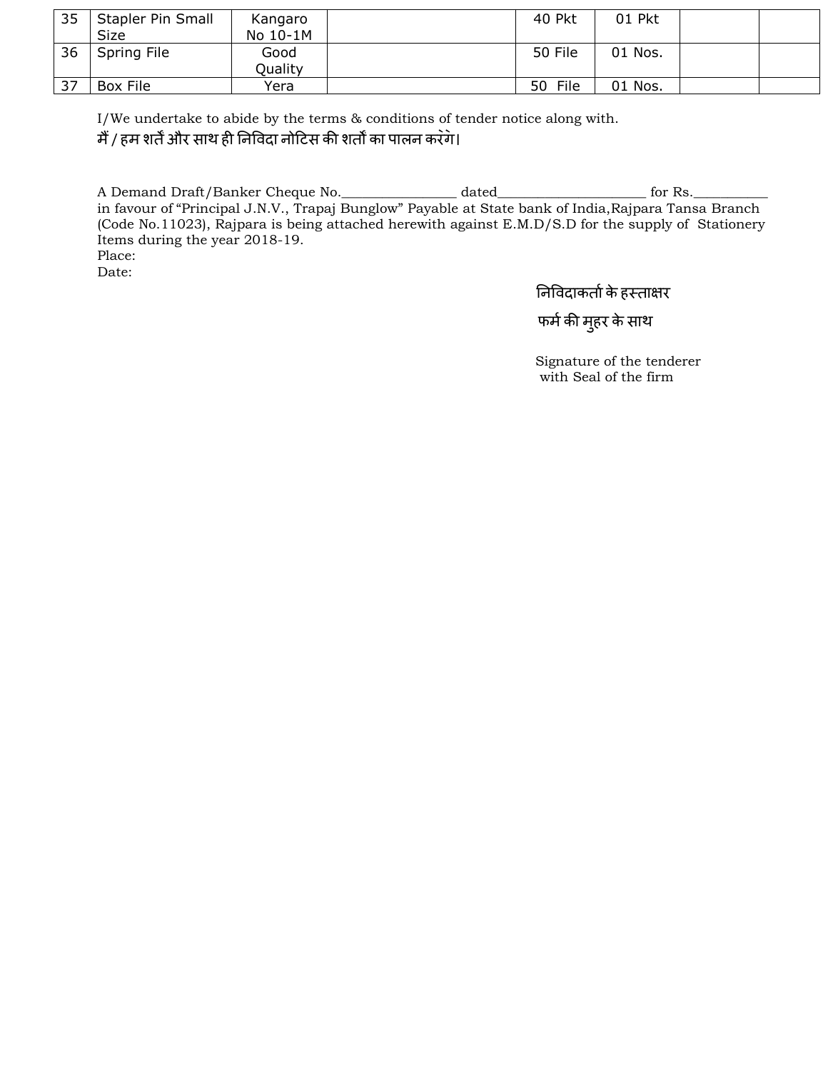| | | | | | | | |
|---|---|---|---|---|---|---|---|
| 35 | Stapler Pin Small Size | Kangaro No 10-1M | | 40 Pkt | 01 Pkt | | |
| 36 | Spring File | Good Quality | | 50 File | 01 Nos. | | |
| 37 | Box File | Yera | | 50 File | 01 Nos. | | |

I/We undertake to abide by the terms & conditions of tender notice along with.
मैं / हम शर्तें और साथ ही निविदा नोटिस की शर्तों का पालन करेंगे।

A Demand Draft/Banker Cheque No.________________ dated_____________________ for Rs.__________ in favour of "Principal J.N.V., Trapaj Bunglow" Payable at State bank of India,Rajpara Tansa Branch (Code No.11023), Rajpara is being attached herewith against E.M.D/S.D for the supply of Stationery Items during the year 2018-19.

Place:

Date:

निविदाकर्ता के हस्ताक्षर
फर्म की मुहर के साथ

Signature of the tenderer
with Seal of the firm